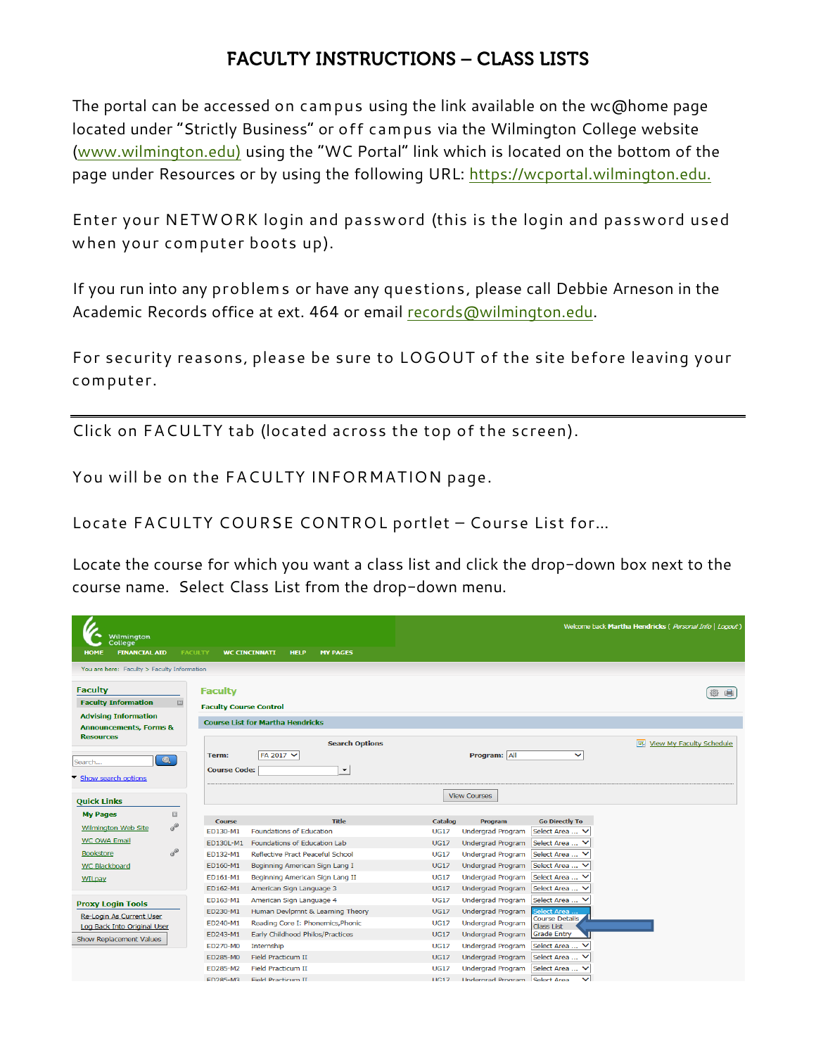# FACULTY INSTRUCTIONS – CLASS LISTS

The portal can be accessed on campus using the link available on the wc@home page located under "Strictly Business" or off campus via the Wilmington College website (www.wilmington.edu) using the "WC Portal" link which is located on the bottom of the page under Resources or by using the following URL: https://wcportal.wilmington.edu.

Enter your NETWORK login and password (this is the login and password used when your computer boots up).

If you run into any problems or have any questions, please call Debbie Arneson in the Academic Records office at ext. 464 or email records@wilmington.edu.

For security reasons, please be sure to LOGOUT of the site before leaving your computer.

---

Click on FACULTY tab (located across the top of the screen).

You will be on the FACULTY INFORMATION page.

Locate FACULTY COURSE CONTROL portlet – Course List for…

Locate the course for which you want a class list and click the drop-down box next to the course name. Select Class List from the drop-down menu.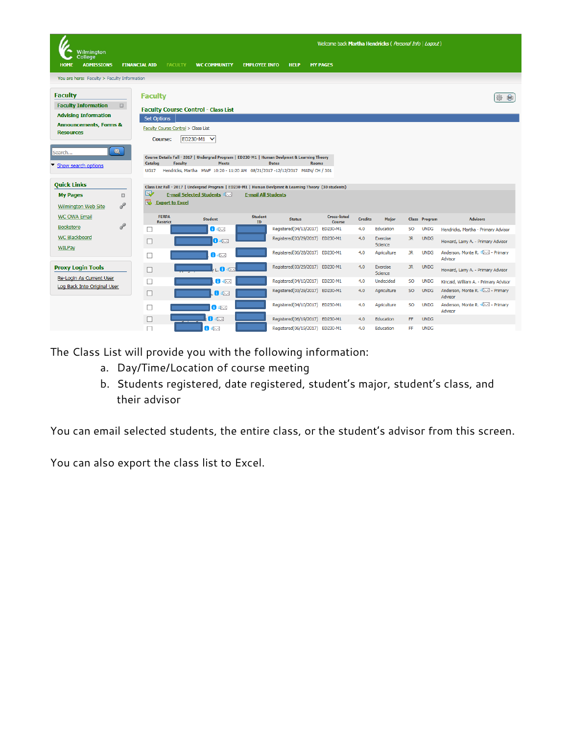The Class List will provide you with the following information:

a. Day/Time/Location of course meeting
b. Students registered, date registered, student's major, student's class, and their advisor

You can email selected students, the entire class, or the student's advisor from this screen.

You can also export the class list to Excel.